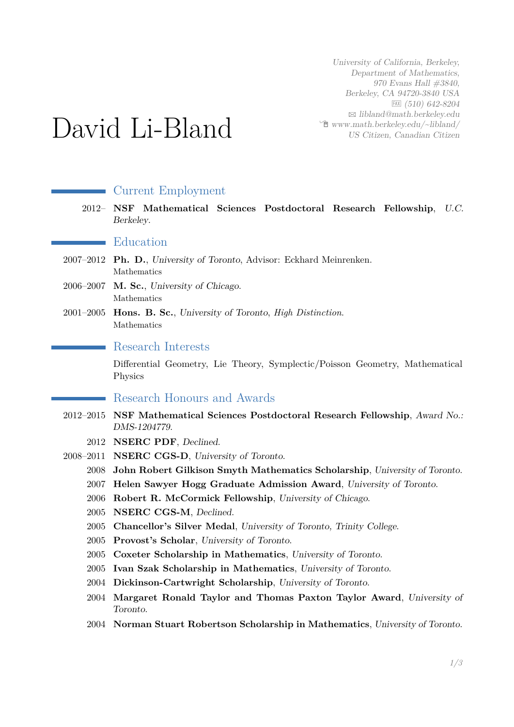# David Li-Bland

*University of California, Berkeley,*
*Department of Mathematics,*
*970 Evans Hall #3840,*
*Berkeley, CA 94720-3840 USA*
*(510) 642-8204*
*libland@math.berkeley.edu*
*www.math.berkeley.edu/~libland/*
*US Citizen, Canadian Citizen*

## Current Employment

2012– **NSF Mathematical Sciences Postdoctoral Research Fellowship**, *U.C. Berkeley*.

## Education

2007–2012 **Ph. D.**, *University of Toronto*, Advisor: Eckhard Meinrenken.
Mathematics

2006–2007 **M. Sc.**, *University of Chicago*.
Mathematics

2001–2005 **Hons. B. Sc.**, *University of Toronto*, *High Distinction*.
Mathematics

## Research Interests

Differential Geometry, Lie Theory, Symplectic/Poisson Geometry, Mathematical Physics

## Research Honours and Awards

- 2012–2015 **NSF Mathematical Sciences Postdoctoral Research Fellowship**, *Award No.: DMS-1204779*.
- 2012 **NSERC PDF**, *Declined*.
- 2008–2011 **NSERC CGS-D**, *University of Toronto*.
- 2008 **John Robert Gilkison Smyth Mathematics Scholarship**, *University of Toronto*.
- 2007 **Helen Sawyer Hogg Graduate Admission Award**, *University of Toronto*.
- 2006 **Robert R. McCormick Fellowship**, *University of Chicago*.
- 2005 **NSERC CGS-M**, *Declined*.
- 2005 **Chancellor's Silver Medal**, *University of Toronto, Trinity College*.
- 2005 **Provost's Scholar**, *University of Toronto*.
- 2005 **Coxeter Scholarship in Mathematics**, *University of Toronto*.
- 2005 **Ivan Szak Scholarship in Mathematics**, *University of Toronto*.
- 2004 **Dickinson-Cartwright Scholarship**, *University of Toronto*.
- 2004 **Margaret Ronald Taylor and Thomas Paxton Taylor Award**, *University of Toronto*.
- 2004 **Norman Stuart Robertson Scholarship in Mathematics**, *University of Toronto*.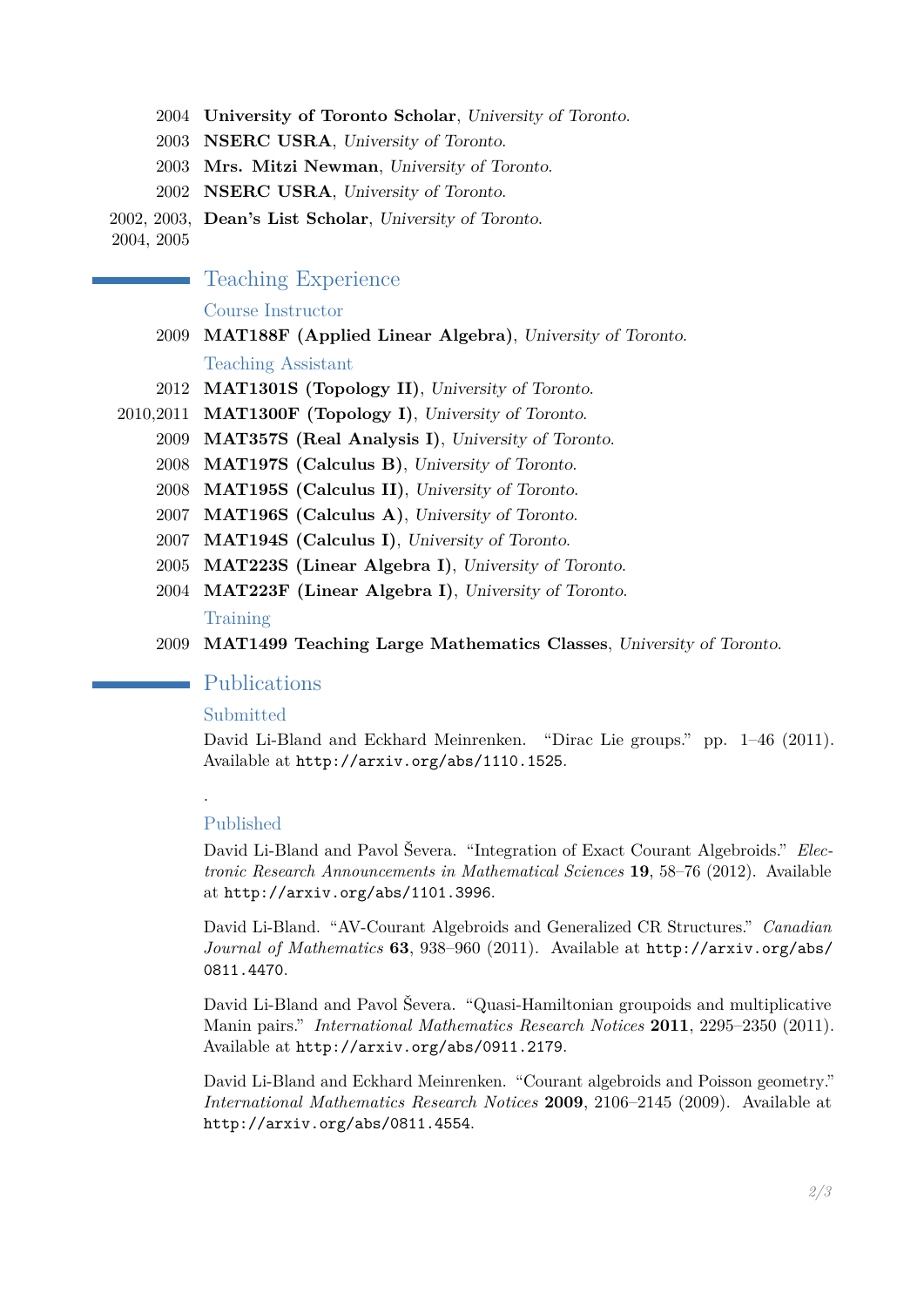2004 **University of Toronto Scholar**, *University of Toronto*.

2003 **NSERC USRA**, *University of Toronto*.

2003 **Mrs. Mitzi Newman**, *University of Toronto*.

2002 **NSERC USRA**, *University of Toronto*.

2002, 2003, 2004, 2005 **Dean's List Scholar**, *University of Toronto*.

## Teaching Experience

### Course Instructor

2009 **MAT188F (Applied Linear Algebra)**, *University of Toronto*.

### Teaching Assistant

2012 **MAT1301S (Topology II)**, *University of Toronto*.

2010,2011 **MAT1300F (Topology I)**, *University of Toronto*.

2009 **MAT357S (Real Analysis I)**, *University of Toronto*.

2008 **MAT197S (Calculus B)**, *University of Toronto*.

2008 **MAT195S (Calculus II)**, *University of Toronto*.

2007 **MAT196S (Calculus A)**, *University of Toronto*.

2007 **MAT194S (Calculus I)**, *University of Toronto*.

2005 **MAT223S (Linear Algebra I)**, *University of Toronto*.

2004 **MAT223F (Linear Algebra I)**, *University of Toronto*.

### Training

2009 **MAT1499 Teaching Large Mathematics Classes**, *University of Toronto*.

## Publications

### Submitted

David Li-Bland and Eckhard Meinrenken. "Dirac Lie groups." pp. 1–46 (2011). Available at http://arxiv.org/abs/1110.1525.

.

### Published

David Li-Bland and Pavol Ševera. "Integration of Exact Courant Algebroids." *Electronic Research Announcements in Mathematical Sciences* **19**, 58–76 (2012). Available at http://arxiv.org/abs/1101.3996.

David Li-Bland. "AV-Courant Algebroids and Generalized CR Structures." *Canadian Journal of Mathematics* **63**, 938–960 (2011). Available at http://arxiv.org/abs/0811.4470.

David Li-Bland and Pavol Ševera. "Quasi-Hamiltonian groupoids and multiplicative Manin pairs." *International Mathematics Research Notices* **2011**, 2295–2350 (2011). Available at http://arxiv.org/abs/0911.2179.

David Li-Bland and Eckhard Meinrenken. "Courant algebroids and Poisson geometry." *International Mathematics Research Notices* **2009**, 2106–2145 (2009). Available at http://arxiv.org/abs/0811.4554.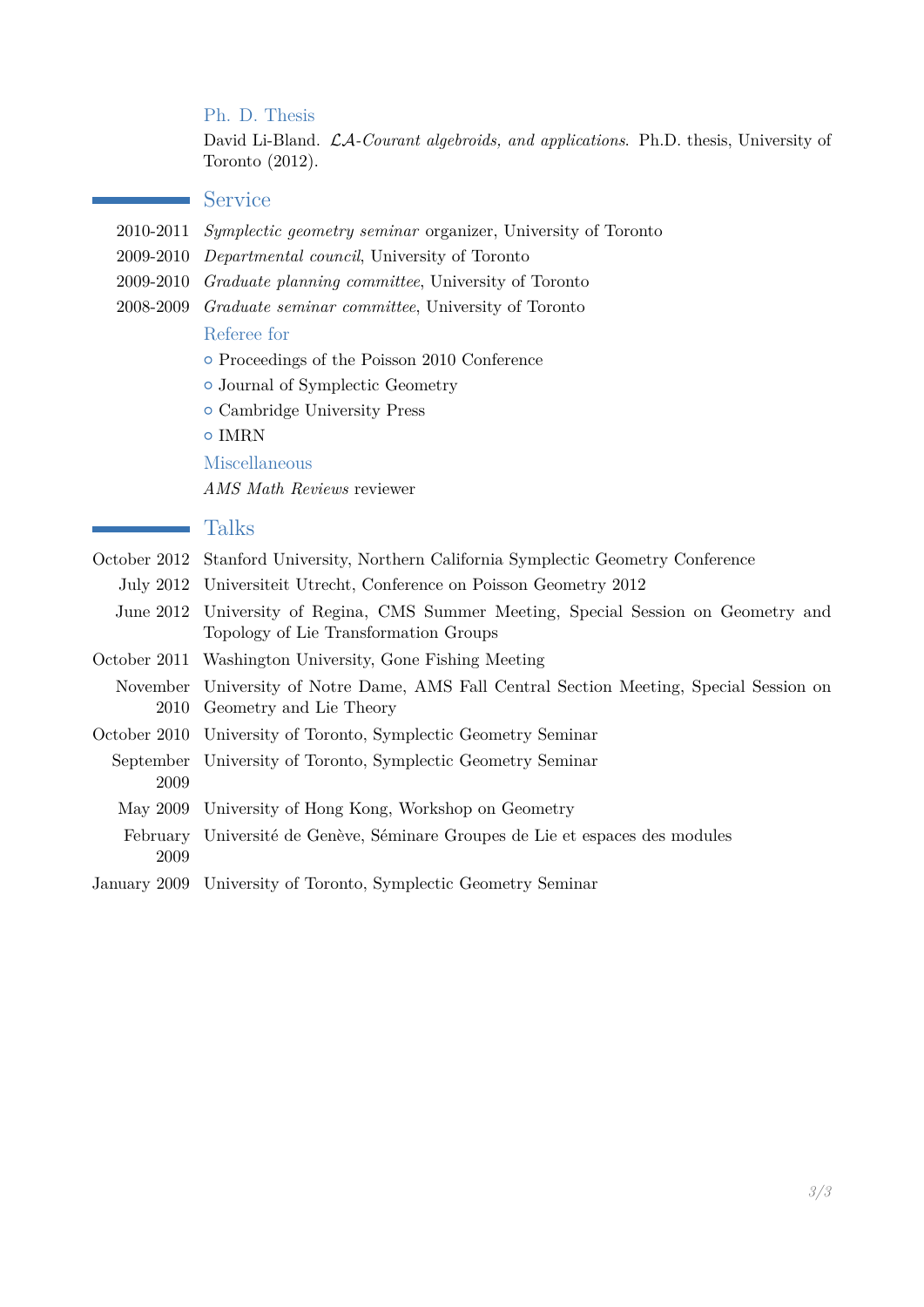### Ph. D. Thesis

David Li-Bland. *$\mathcal{LA}$-Courant algebroids, and applications*. Ph.D. thesis, University of Toronto (2012).

## Service

| | |
|---|---|
| 2010-2011 | *Symplectic geometry seminar* organizer, University of Toronto |
| 2009-2010 | *Departmental council*, University of Toronto |
| 2009-2010 | *Graduate planning committee*, University of Toronto |
| 2008-2009 | *Graduate seminar committee*, University of Toronto |

### Referee for

- Proceedings of the Poisson 2010 Conference
- Journal of Symplectic Geometry
- Cambridge University Press
- IMRN

### Miscellaneous

*AMS Math Reviews* reviewer

## Talks

| | |
|---|---|
| October 2012 | Stanford University, Northern California Symplectic Geometry Conference |
| July 2012 | Universiteit Utrecht, Conference on Poisson Geometry 2012 |
| June 2012 | University of Regina, CMS Summer Meeting, Special Session on Geometry and Topology of Lie Transformation Groups |
| October 2011 | Washington University, Gone Fishing Meeting |
| November 2010 | University of Notre Dame, AMS Fall Central Section Meeting, Special Session on Geometry and Lie Theory |
| October 2010 | University of Toronto, Symplectic Geometry Seminar |
| September 2009 | University of Toronto, Symplectic Geometry Seminar |
| May 2009 | University of Hong Kong, Workshop on Geometry |
| February 2009 | Université de Genève, Séminare Groupes de Lie et espaces des modules |
| January 2009 | University of Toronto, Symplectic Geometry Seminar |